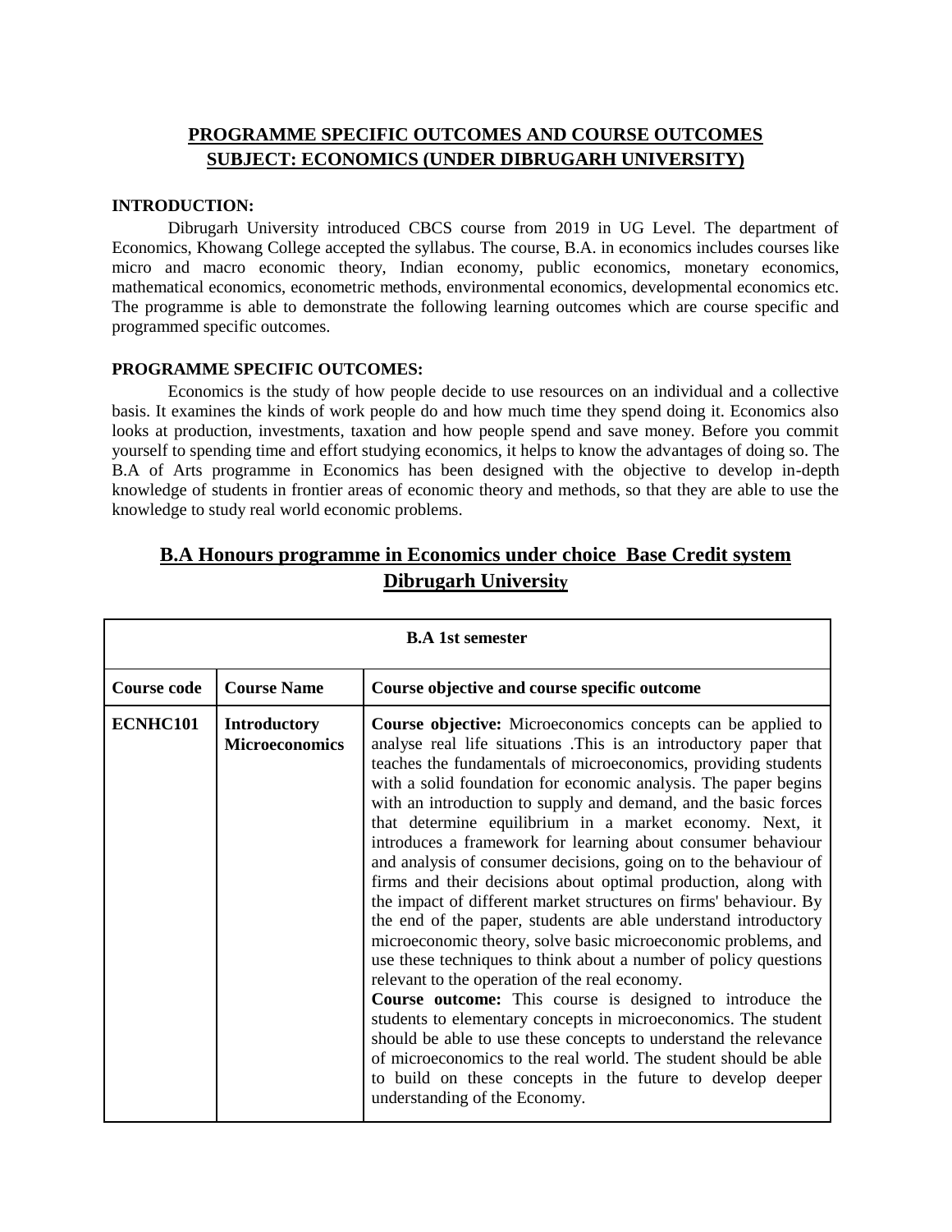# PROGRAMME SPECIFIC OUTCOMES AND COURSE OUTCOMES
## SUBJECT: ECONOMICS (UNDER DIBRUGARH UNIVERSITY)

**INTRODUCTION:**

Dibrugarh University introduced CBCS course from 2019 in UG Level. The department of Economics, Khowang College accepted the syllabus. The course, B.A. in economics includes courses like micro and macro economic theory, Indian economy, public economics, monetary economics, mathematical economics, econometric methods, environmental economics, developmental economics etc. The programme is able to demonstrate the following learning outcomes which are course specific and programmed specific outcomes.

**PROGRAMME SPECIFIC OUTCOMES:**

Economics is the study of how people decide to use resources on an individual and a collective basis. It examines the kinds of work people do and how much time they spend doing it. Economics also looks at production, investments, taxation and how people spend and save money. Before you commit yourself to spending time and effort studying economics, it helps to know the advantages of doing so. The B.A of Arts programme in Economics has been designed with the objective to develop in-depth knowledge of students in frontier areas of economic theory and methods, so that they are able to use the knowledge to study real world economic problems.

## B.A Honours programme in Economics under choice Base Credit system Dibrugarh University

| B.A 1st semester | | |
|---|---|---|
| **Course code** | **Course Name** | **Course objective and course specific outcome** |
| **ECNHC101** | **Introductory Microeconomics** | **Course objective:** Microeconomics concepts can be applied to analyse real life situations .This is an introductory paper that teaches the fundamentals of microeconomics, providing students with a solid foundation for economic analysis. The paper begins with an introduction to supply and demand, and the basic forces that determine equilibrium in a market economy. Next, it introduces a framework for learning about consumer behaviour and analysis of consumer decisions, going on to the behaviour of firms and their decisions about optimal production, along with the impact of different market structures on firms' behaviour. By the end of the paper, students are able understand introductory microeconomic theory, solve basic microeconomic problems, and use these techniques to think about a number of policy questions relevant to the operation of the real economy.<br>**Course outcome:** This course is designed to introduce the students to elementary concepts in microeconomics. The student should be able to use these concepts to understand the relevance of microeconomics to the real world. The student should be able to build on these concepts in the future to develop deeper understanding of the Economy. |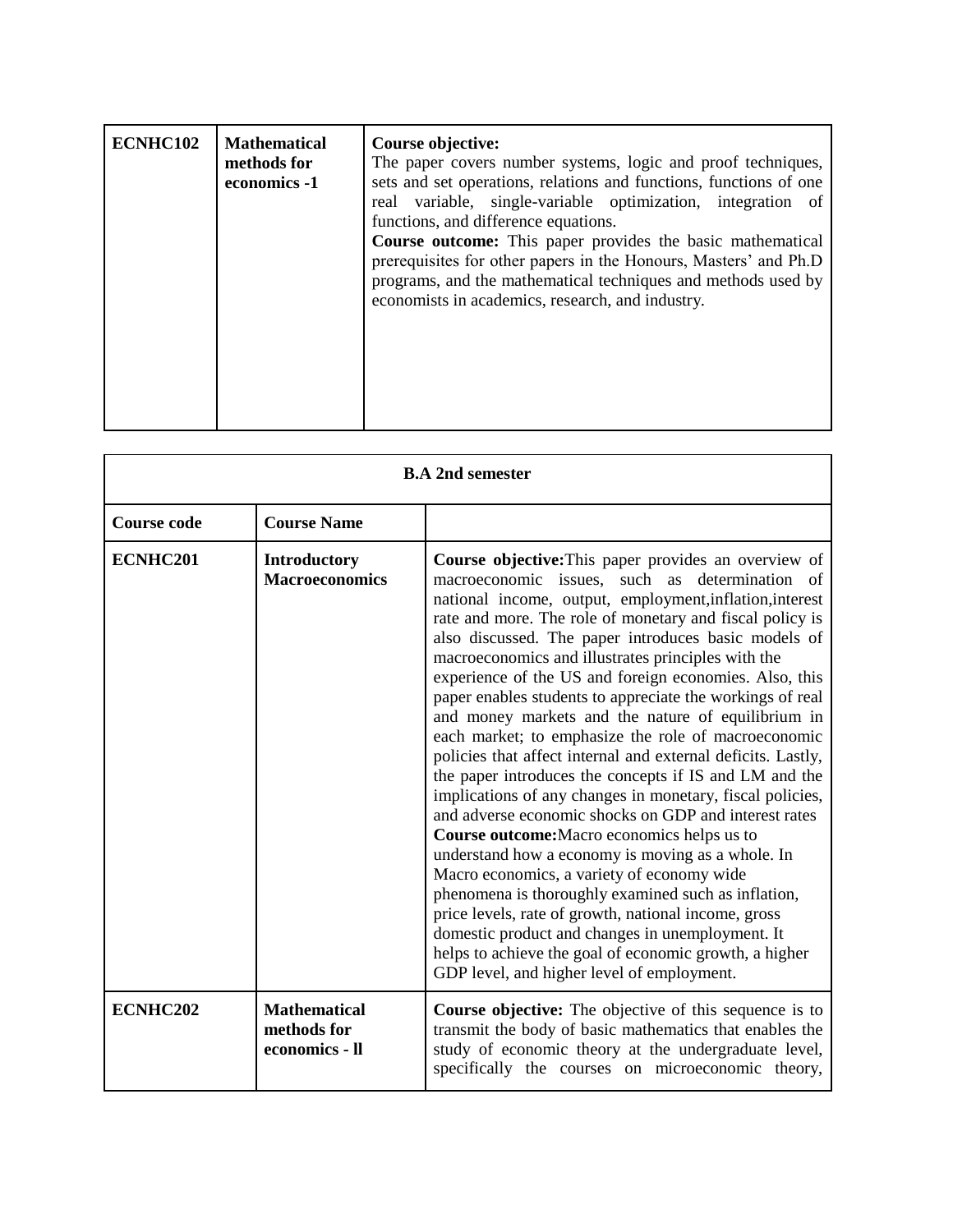| ECNHC102 | Mathematical methods for economics -1 | **Course objective:** The paper covers number systems, logic and proof techniques, sets and set operations, relations and functions, functions of one real variable, single-variable optimization, integration of functions, and difference equations. **Course outcome:** This paper provides the basic mathematical prerequisites for other papers in the Honours, Masters' and Ph.D programs, and the mathematical techniques and methods used by economists in academics, research, and industry. |
|---|---|---|

| **B.A 2nd semester** | | |
|---|---|---|
| **Course code** | **Course Name** | |
| **ECNHC201** | **Introductory Macroeconomics** | **Course objective:**This paper provides an overview of macroeconomic issues, such as determination of national income, output, employment,inflation,interest rate and more. The role of monetary and fiscal policy is also discussed. The paper introduces basic models of macroeconomics and illustrates principles with the experience of the US and foreign economies. Also, this paper enables students to appreciate the workings of real and money markets and the nature of equilibrium in each market; to emphasize the role of macroeconomic policies that affect internal and external deficits. Lastly, the paper introduces the concepts if IS and LM and the implications of any changes in monetary, fiscal policies, and adverse economic shocks on GDP and interest rates **Course outcome:**Macro economics helps us to understand how a economy is moving as a whole. In Macro economics, a variety of economy wide phenomena is thoroughly examined such as inflation, price levels, rate of growth, national income, gross domestic product and changes in unemployment. It helps to achieve the goal of economic growth, a higher GDP level, and higher level of employment. |
| **ECNHC202** | **Mathematical methods for economics - ll** | **Course objective:** The objective of this sequence is to transmit the body of basic mathematics that enables the study of economic theory at the undergraduate level, specifically the courses on microeconomic theory, |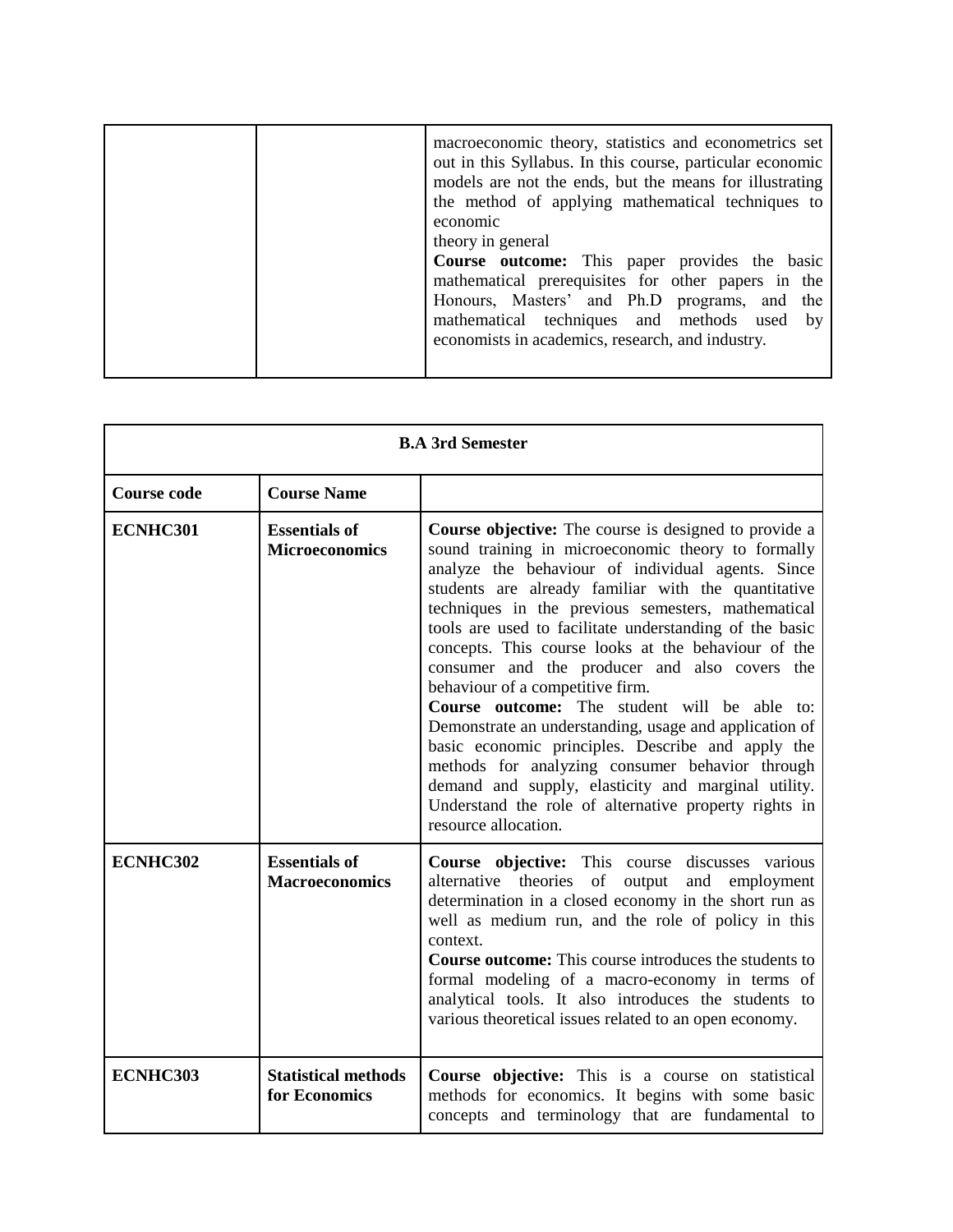|  |  | macroeconomic theory, statistics and econometrics set out in this Syllabus. In this course, particular economic models are not the ends, but the means for illustrating the method of applying mathematical techniques to economic theory in general **Course outcome:** This paper provides the basic mathematical prerequisites for other papers in the Honours, Masters' and Ph.D programs, and the mathematical techniques and methods used by economists in academics, research, and industry. |
|---|---|---|

| **B.A 3rd Semester** | | |
|---|---|---|
| **Course code** | **Course Name** | |
| **ECNHC301** | **Essentials of Microeconomics** | **Course objective:** The course is designed to provide a sound training in microeconomic theory to formally analyze the behaviour of individual agents. Since students are already familiar with the quantitative techniques in the previous semesters, mathematical tools are used to facilitate understanding of the basic concepts. This course looks at the behaviour of the consumer and the producer and also covers the behaviour of a competitive firm. **Course outcome:** The student will be able to: Demonstrate an understanding, usage and application of basic economic principles. Describe and apply the methods for analyzing consumer behavior through demand and supply, elasticity and marginal utility. Understand the role of alternative property rights in resource allocation. |
| **ECNHC302** | **Essentials of Macroeconomics** | **Course objective:** This course discusses various alternative theories of output and employment determination in a closed economy in the short run as well as medium run, and the role of policy in this context. **Course outcome:** This course introduces the students to formal modeling of a macro-economy in terms of analytical tools. It also introduces the students to various theoretical issues related to an open economy. |
| **ECNHC303** | **Statistical methods for Economics** | **Course objective:** This is a course on statistical methods for economics. It begins with some basic concepts and terminology that are fundamental to |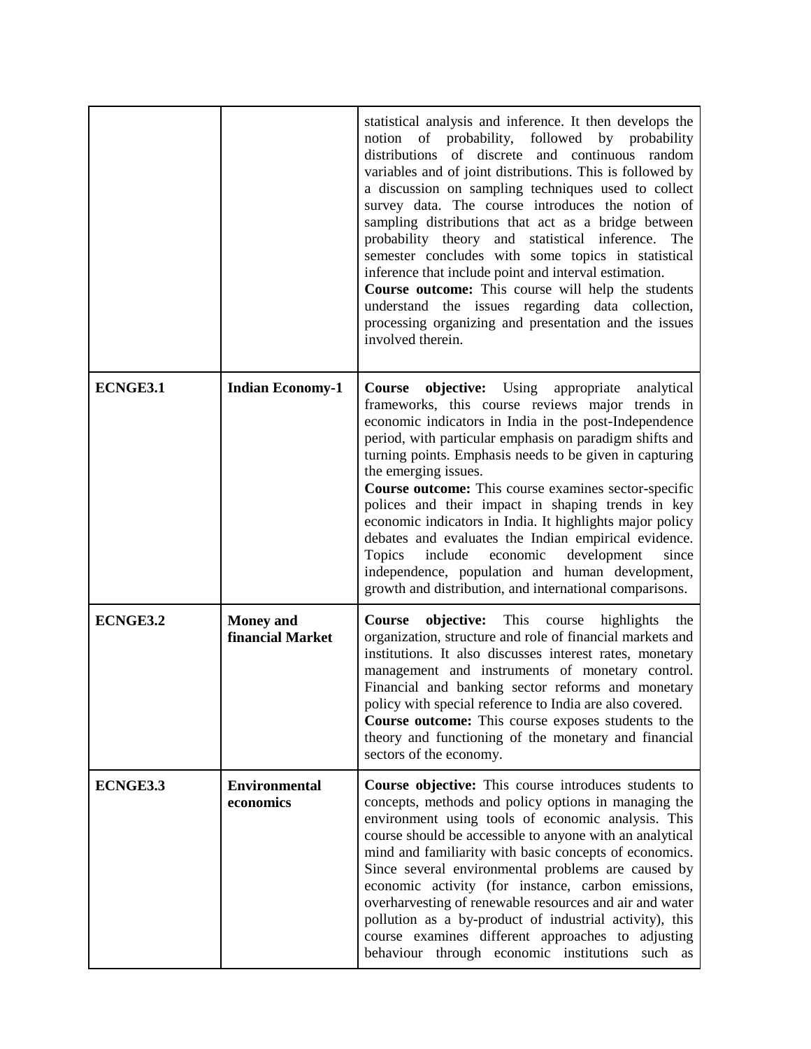| | | |
|---|---|---|
| | | statistical analysis and inference. It then develops the notion of probability, followed by probability distributions of discrete and continuous random variables and of joint distributions. This is followed by a discussion on sampling techniques used to collect survey data. The course introduces the notion of sampling distributions that act as a bridge between probability theory and statistical inference. The semester concludes with some topics in statistical inference that include point and interval estimation.<br>**Course outcome:** This course will help the students understand the issues regarding data collection, processing organizing and presentation and the issues involved therein. |
| **ECNGE3.1** | **Indian Economy-1** | **Course objective:** Using appropriate analytical frameworks, this course reviews major trends in economic indicators in India in the post-Independence period, with particular emphasis on paradigm shifts and turning points. Emphasis needs to be given in capturing the emerging issues.<br>**Course outcome:** This course examines sector-specific polices and their impact in shaping trends in key economic indicators in India. It highlights major policy debates and evaluates the Indian empirical evidence. Topics include economic development since independence, population and human development, growth and distribution, and international comparisons. |
| **ECNGE3.2** | **Money and financial Market** | **Course objective:** This course highlights the organization, structure and role of financial markets and institutions. It also discusses interest rates, monetary management and instruments of monetary control. Financial and banking sector reforms and monetary policy with special reference to India are also covered.<br>**Course outcome:** This course exposes students to the theory and functioning of the monetary and financial sectors of the economy. |
| **ECNGE3.3** | **Environmental economics** | **Course objective:** This course introduces students to concepts, methods and policy options in managing the environment using tools of economic analysis. This course should be accessible to anyone with an analytical mind and familiarity with basic concepts of economics. Since several environmental problems are caused by economic activity (for instance, carbon emissions, overharvesting of renewable resources and air and water pollution as a by-product of industrial activity), this course examines different approaches to adjusting behaviour through economic institutions such as |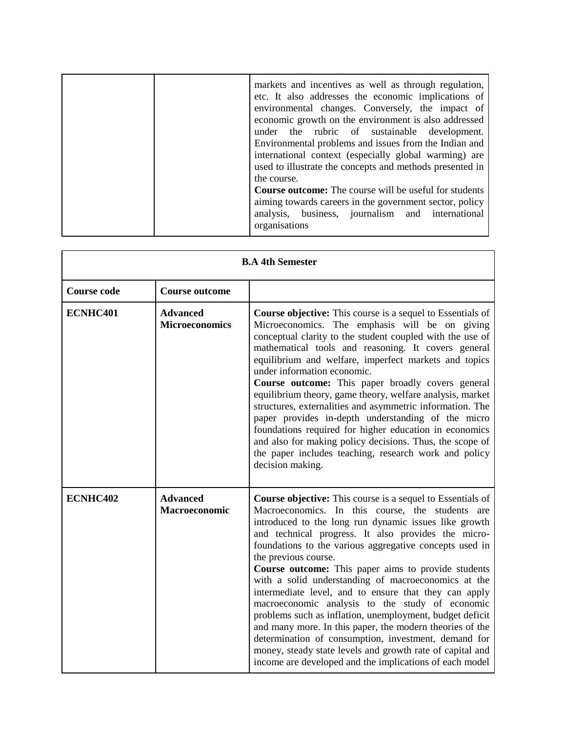| | | |
|---|---|---|
| | | markets and incentives as well as through regulation, etc. It also addresses the economic implications of environmental changes. Conversely, the impact of economic growth on the environment is also addressed under the rubric of sustainable development. Environmental problems and issues from the Indian and international context (especially global warming) are used to illustrate the concepts and methods presented in the course. **Course outcome:** The course will be useful for students aiming towards careers in the government sector, policy analysis, business, journalism and international organisations |

| **B.A 4th Semester** | | |
|---|---|---|
| **Course code** | **Course outcome** | |
| **ECNHC401** | **Advanced Microeconomics** | **Course objective:** This course is a sequel to Essentials of Microeconomics. The emphasis will be on giving conceptual clarity to the student coupled with the use of mathematical tools and reasoning. It covers general equilibrium and welfare, imperfect markets and topics under information economic. **Course outcome:** This paper broadly covers general equilibrium theory, game theory, welfare analysis, market structures, externalities and asymmetric information. The paper provides in-depth understanding of the micro foundations required for higher education in economics and also for making policy decisions. Thus, the scope of the paper includes teaching, research work and policy decision making. |
| **ECNHC402** | **Advanced Macroeconomic** | **Course objective:** This course is a sequel to Essentials of Macroeconomics. In this course, the students are introduced to the long run dynamic issues like growth and technical progress. It also provides the micro-foundations to the various aggregative concepts used in the previous course. **Course outcome:** This paper aims to provide students with a solid understanding of macroeconomics at the intermediate level, and to ensure that they can apply macroeconomic analysis to the study of economic problems such as inflation, unemployment, budget deficit and many more. In this paper, the modern theories of the determination of consumption, investment, demand for money, steady state levels and growth rate of capital and income are developed and the implications of each model |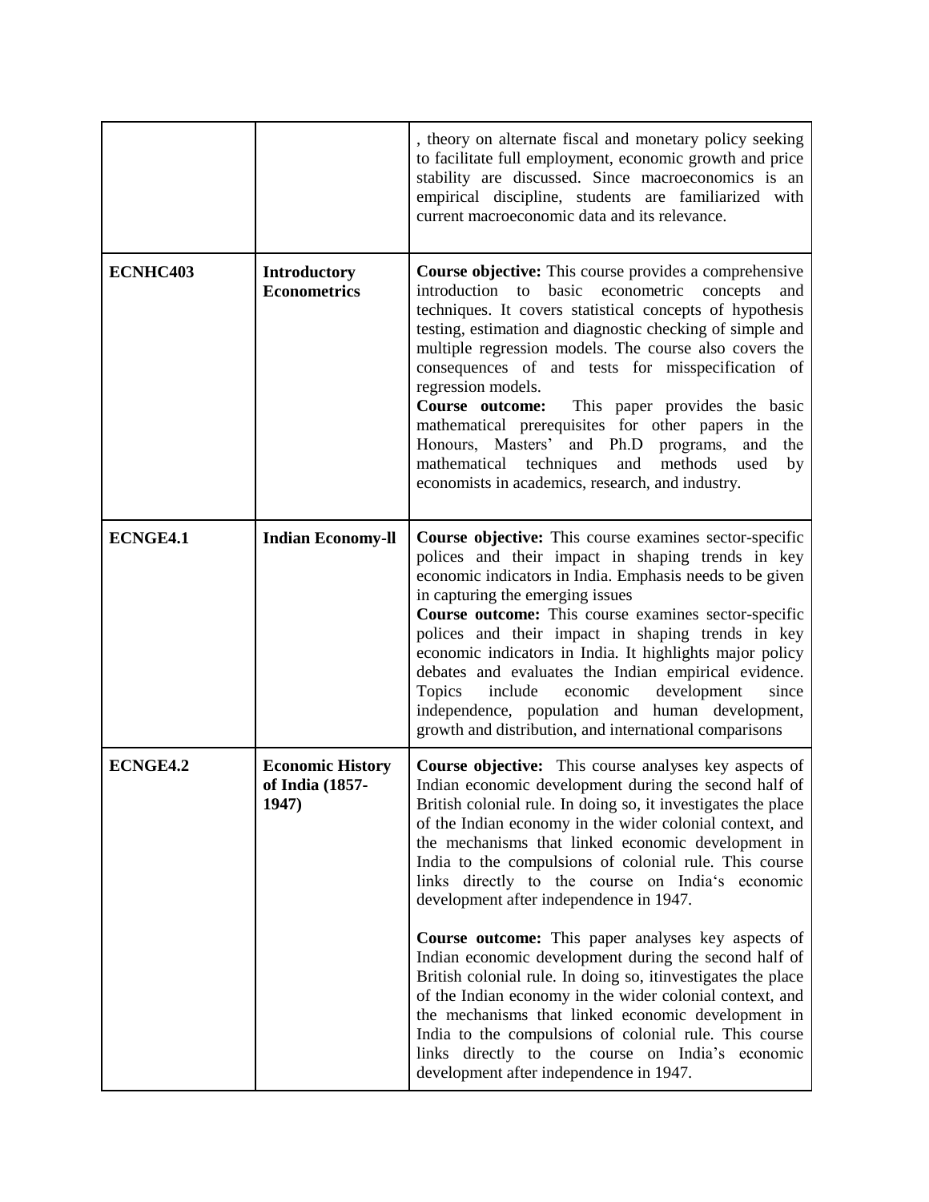| | | |
|---|---|---|
| | | , theory on alternate fiscal and monetary policy seeking to facilitate full employment, economic growth and price stability are discussed. Since macroeconomics is an empirical discipline, students are familiarized with current macroeconomic data and its relevance. |
| **ECNHC403** | **Introductory Econometrics** | **Course objective:** This course provides a comprehensive introduction to basic econometric concepts and techniques. It covers statistical concepts of hypothesis testing, estimation and diagnostic checking of simple and multiple regression models. The course also covers the consequences of and tests for misspecification of regression models.<br>**Course outcome:** This paper provides the basic mathematical prerequisites for other papers in the Honours, Masters' and Ph.D programs, and the mathematical techniques and methods used by economists in academics, research, and industry. |
| **ECNGE4.1** | **Indian Economy-ll** | **Course objective:** This course examines sector-specific polices and their impact in shaping trends in key economic indicators in India. Emphasis needs to be given in capturing the emerging issues<br>**Course outcome:** This course examines sector-specific polices and their impact in shaping trends in key economic indicators in India. It highlights major policy debates and evaluates the Indian empirical evidence. Topics include economic development since independence, population and human development, growth and distribution, and international comparisons |
| **ECNGE4.2** | **Economic History of India (1857-1947)** | **Course objective:** This course analyses key aspects of Indian economic development during the second half of British colonial rule. In doing so, it investigates the place of the Indian economy in the wider colonial context, and the mechanisms that linked economic development in India to the compulsions of colonial rule. This course links directly to the course on India's economic development after independence in 1947.<br><br>**Course outcome:** This paper analyses key aspects of Indian economic development during the second half of British colonial rule. In doing so, itinvestigates the place of the Indian economy in the wider colonial context, and the mechanisms that linked economic development in India to the compulsions of colonial rule. This course links directly to the course on India's economic development after independence in 1947. |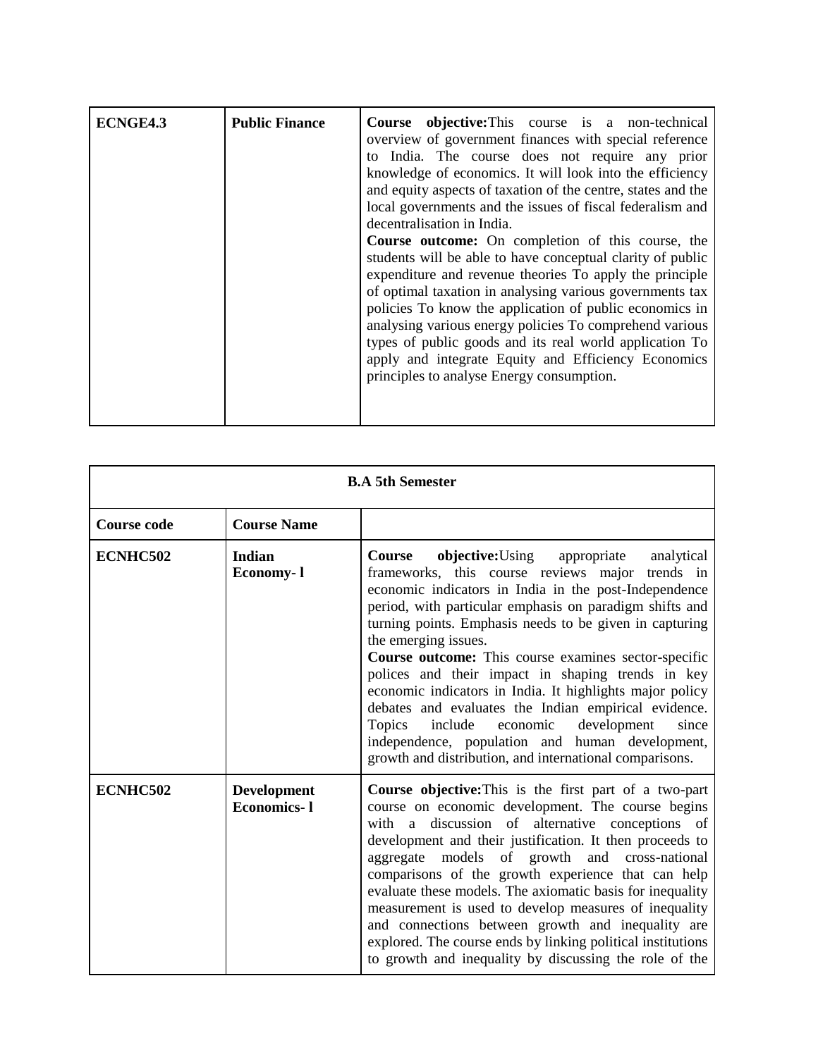| ECNGE4.3 | Public Finance | **Course objective:**This course is a non-technical overview of government finances with special reference to India. The course does not require any prior knowledge of economics. It will look into the efficiency and equity aspects of taxation of the centre, states and the local governments and the issues of fiscal federalism and decentralisation in India.<br>**Course outcome:** On completion of this course, the students will be able to have conceptual clarity of public expenditure and revenue theories To apply the principle of optimal taxation in analysing various governments tax policies To know the application of public economics in analysing various energy policies To comprehend various types of public goods and its real world application To apply and integrate Equity and Efficiency Economics principles to analyse Energy consumption. |
|---|---|---|

| **B.A 5th Semester** | | |
|---|---|---|
| **Course code** | **Course Name** | |
| **ECNHC502** | **Indian Economy- l** | **Course objective:**Using appropriate analytical frameworks, this course reviews major trends in economic indicators in India in the post-Independence period, with particular emphasis on paradigm shifts and turning points. Emphasis needs to be given in capturing the emerging issues.<br>**Course outcome:** This course examines sector-specific polices and their impact in shaping trends in key economic indicators in India. It highlights major policy debates and evaluates the Indian empirical evidence. Topics include economic development since independence, population and human development, growth and distribution, and international comparisons. |
| **ECNHC502** | **Development Economics- l** | **Course objective:**This is the first part of a two-part course on economic development. The course begins with a discussion of alternative conceptions of development and their justification. It then proceeds to aggregate models of growth and cross-national comparisons of the growth experience that can help evaluate these models. The axiomatic basis for inequality measurement is used to develop measures of inequality and connections between growth and inequality are explored. The course ends by linking political institutions to growth and inequality by discussing the role of the |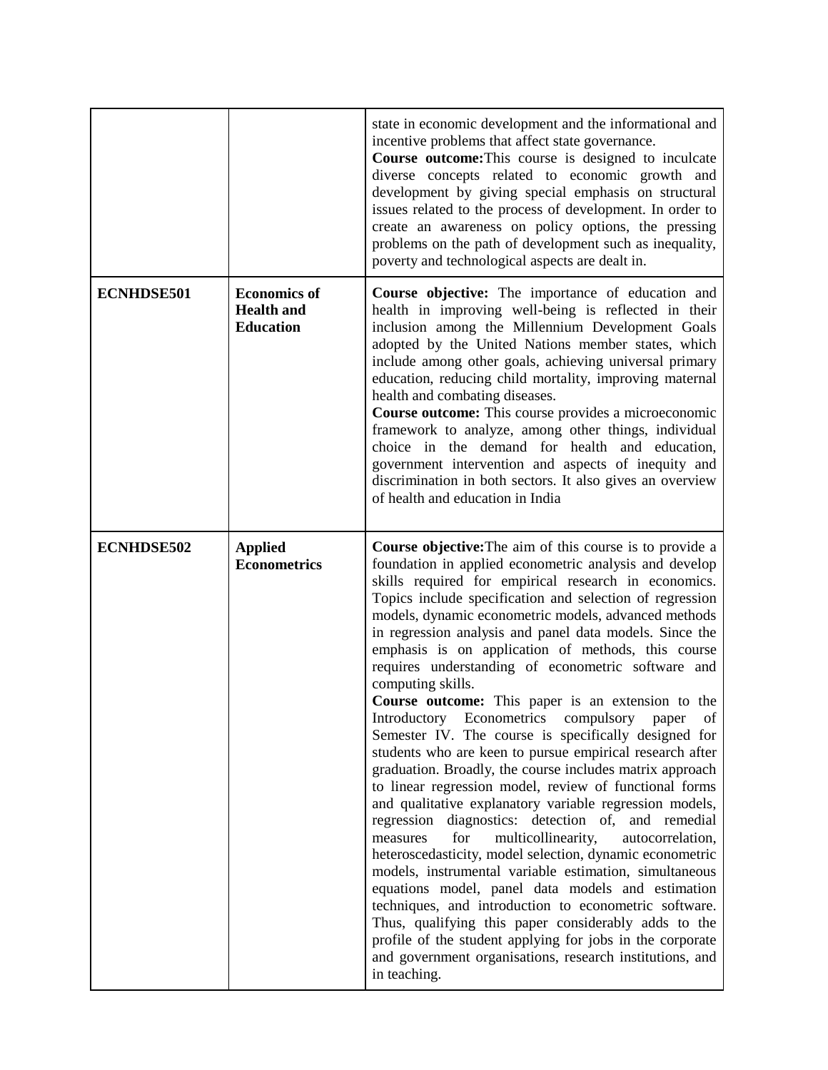|  |  |  |
| --- | --- | --- |
|  |  | state in economic development and the informational and incentive problems that affect state governance. **Course outcome:**This course is designed to inculcate diverse concepts related to economic growth and development by giving special emphasis on structural issues related to the process of development. In order to create an awareness on policy options, the pressing problems on the path of development such as inequality, poverty and technological aspects are dealt in. |
| **ECNHDSE501** | **Economics of Health and Education** | **Course objective:** The importance of education and health in improving well-being is reflected in their inclusion among the Millennium Development Goals adopted by the United Nations member states, which include among other goals, achieving universal primary education, reducing child mortality, improving maternal health and combating diseases. **Course outcome:** This course provides a microeconomic framework to analyze, among other things, individual choice in the demand for health and education, government intervention and aspects of inequity and discrimination in both sectors. It also gives an overview of health and education in India |
| **ECNHDSE502** | **Applied Econometrics** | **Course objective:**The aim of this course is to provide a foundation in applied econometric analysis and develop skills required for empirical research in economics. Topics include specification and selection of regression models, dynamic econometric models, advanced methods in regression analysis and panel data models. Since the emphasis is on application of methods, this course requires understanding of econometric software and computing skills. **Course outcome:** This paper is an extension to the Introductory Econometrics compulsory paper of Semester IV. The course is specifically designed for students who are keen to pursue empirical research after graduation. Broadly, the course includes matrix approach to linear regression model, review of functional forms and qualitative explanatory variable regression models, regression diagnostics: detection of, and remedial measures for multicollinearity, autocorrelation, heteroscedasticity, model selection, dynamic econometric models, instrumental variable estimation, simultaneous equations model, panel data models and estimation techniques, and introduction to econometric software. Thus, qualifying this paper considerably adds to the profile of the student applying for jobs in the corporate and government organisations, research institutions, and in teaching. |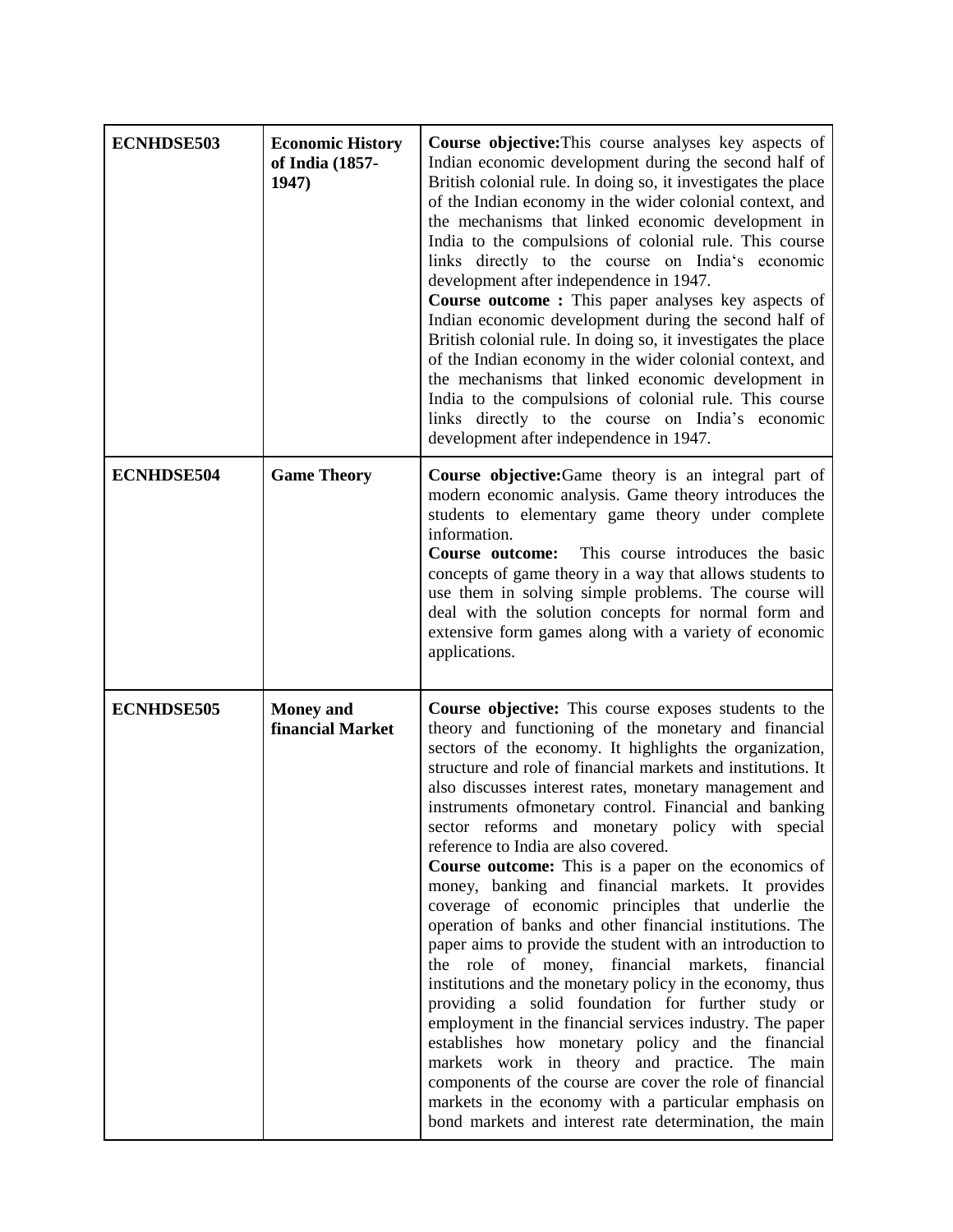| | | |
|---|---|---|
| **ECNHDSE503** | **Economic History of India (1857-1947)** | **Course objective:**This course analyses key aspects of Indian economic development during the second half of British colonial rule. In doing so, it investigates the place of the Indian economy in the wider colonial context, and the mechanisms that linked economic development in India to the compulsions of colonial rule. This course links directly to the course on India's economic development after independence in 1947.<br>**Course outcome :** This paper analyses key aspects of Indian economic development during the second half of British colonial rule. In doing so, it investigates the place of the Indian economy in the wider colonial context, and the mechanisms that linked economic development in India to the compulsions of colonial rule. This course links directly to the course on India's economic development after independence in 1947. |
| **ECNHDSE504** | **Game Theory** | **Course objective:**Game theory is an integral part of modern economic analysis. Game theory introduces the students to elementary game theory under complete information.<br>**Course outcome:** This course introduces the basic concepts of game theory in a way that allows students to use them in solving simple problems. The course will deal with the solution concepts for normal form and extensive form games along with a variety of economic applications. |
| **ECNHDSE505** | **Money and financial Market** | **Course objective:** This course exposes students to the theory and functioning of the monetary and financial sectors of the economy. It highlights the organization, structure and role of financial markets and institutions. It also discusses interest rates, monetary management and instruments ofmonetary control. Financial and banking sector reforms and monetary policy with special reference to India are also covered.<br>**Course outcome:** This is a paper on the economics of money, banking and financial markets. It provides coverage of economic principles that underlie the operation of banks and other financial institutions. The paper aims to provide the student with an introduction to the role of money, financial markets, financial institutions and the monetary policy in the economy, thus providing a solid foundation for further study or employment in the financial services industry. The paper establishes how monetary policy and the financial markets work in theory and practice. The main components of the course are cover the role of financial markets in the economy with a particular emphasis on bond markets and interest rate determination, the main |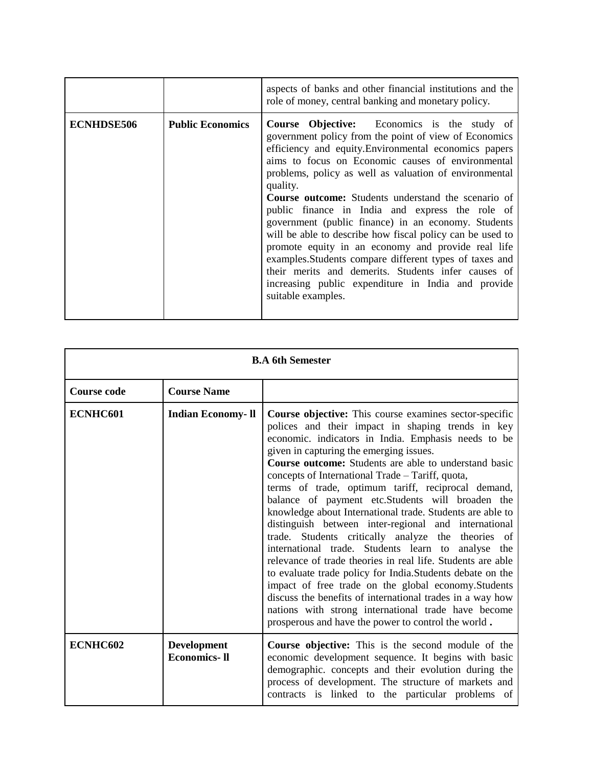| | | |
|---|---|---|
| | | aspects of banks and other financial institutions and the role of money, central banking and monetary policy. |
| **ECNHDSE506** | **Public Economics** | **Course Objective:** Economics is the study of government policy from the point of view of Economics efficiency and equity.Environmental economics papers aims to focus on Economic causes of environmental problems, policy as well as valuation of environmental quality.<br>**Course outcome:** Students understand the scenario of public finance in India and express the role of government (public finance) in an economy. Students will be able to describe how fiscal policy can be used to promote equity in an economy and provide real life examples.Students compare different types of taxes and their merits and demerits. Students infer causes of increasing public expenditure in India and provide suitable examples. |

| **B.A 6th Semester** | | |
|---|---|---|
| **Course code** | **Course Name** | |
| **ECNHC601** | **Indian Economy- ll** | **Course objective:** This course examines sector-specific polices and their impact in shaping trends in key economic. indicators in India. Emphasis needs to be given in capturing the emerging issues.<br>**Course outcome:** Students are able to understand basic concepts of International Trade – Tariff, quota, terms of trade, optimum tariff, reciprocal demand, balance of payment etc.Students will broaden the knowledge about International trade. Students are able to distinguish between inter-regional and international trade. Students critically analyze the theories of international trade. Students learn to analyse the relevance of trade theories in real life. Students are able to evaluate trade policy for India.Students debate on the impact of free trade on the global economy.Students discuss the benefits of international trades in a way how nations with strong international trade have become prosperous and have the power to control the world **.** |
| **ECNHC602** | **Development Economics- ll** | **Course objective:** This is the second module of the economic development sequence. It begins with basic demographic. concepts and their evolution during the process of development. The structure of markets and contracts is linked to the particular problems of |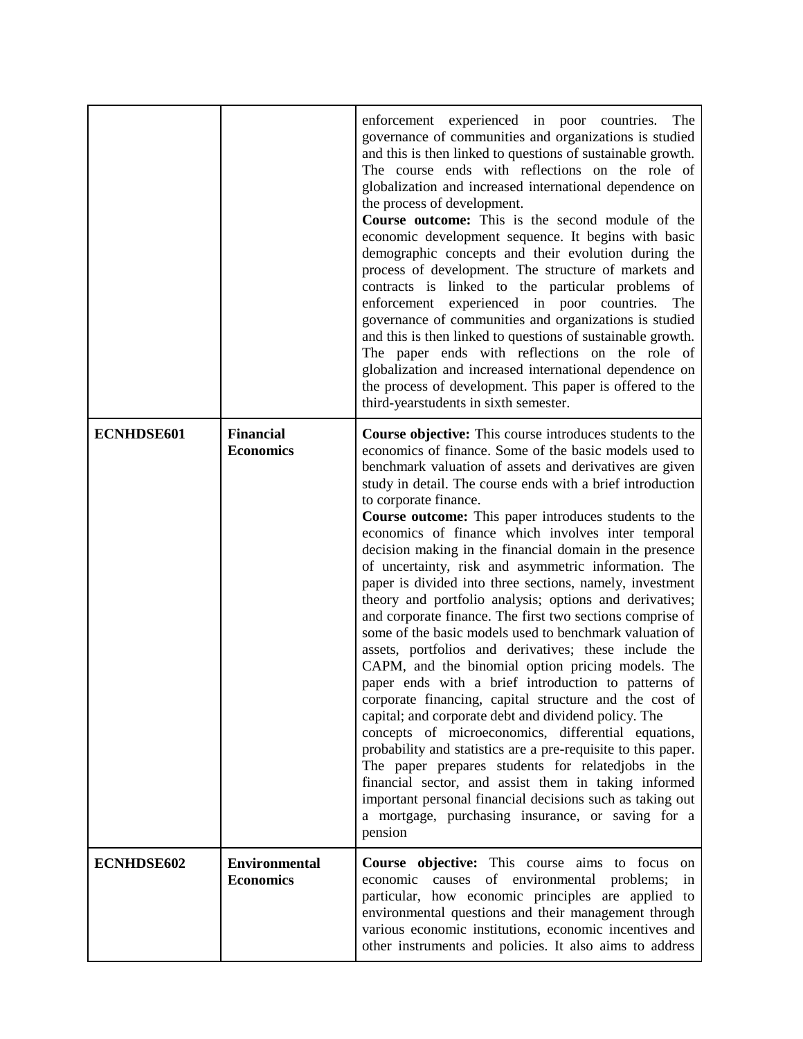| | | |
|---|---|---|
| | | enforcement experienced in poor countries. The governance of communities and organizations is studied and this is then linked to questions of sustainable growth. The course ends with reflections on the role of globalization and increased international dependence on the process of development.<br>**Course outcome:** This is the second module of the economic development sequence. It begins with basic demographic concepts and their evolution during the process of development. The structure of markets and contracts is linked to the particular problems of enforcement experienced in poor countries. The governance of communities and organizations is studied and this is then linked to questions of sustainable growth. The paper ends with reflections on the role of globalization and increased international dependence on the process of development. This paper is offered to the third-yearstudents in sixth semester. |
| **ECNHDSE601** | **Financial Economics** | **Course objective:** This course introduces students to the economics of finance. Some of the basic models used to benchmark valuation of assets and derivatives are given study in detail. The course ends with a brief introduction to corporate finance.<br>**Course outcome:** This paper introduces students to the economics of finance which involves inter temporal decision making in the financial domain in the presence of uncertainty, risk and asymmetric information. The paper is divided into three sections, namely, investment theory and portfolio analysis; options and derivatives; and corporate finance. The first two sections comprise of some of the basic models used to benchmark valuation of assets, portfolios and derivatives; these include the CAPM, and the binomial option pricing models. The paper ends with a brief introduction to patterns of corporate financing, capital structure and the cost of capital; and corporate debt and dividend policy. The concepts of microeconomics, differential equations, probability and statistics are a pre-requisite to this paper. The paper prepares students for relatedjobs in the financial sector, and assist them in taking informed important personal financial decisions such as taking out a mortgage, purchasing insurance, or saving for a pension |
| **ECNHDSE602** | **Environmental Economics** | **Course objective:** This course aims to focus on economic causes of environmental problems; in particular, how economic principles are applied to environmental questions and their management through various economic institutions, economic incentives and other instruments and policies. It also aims to address |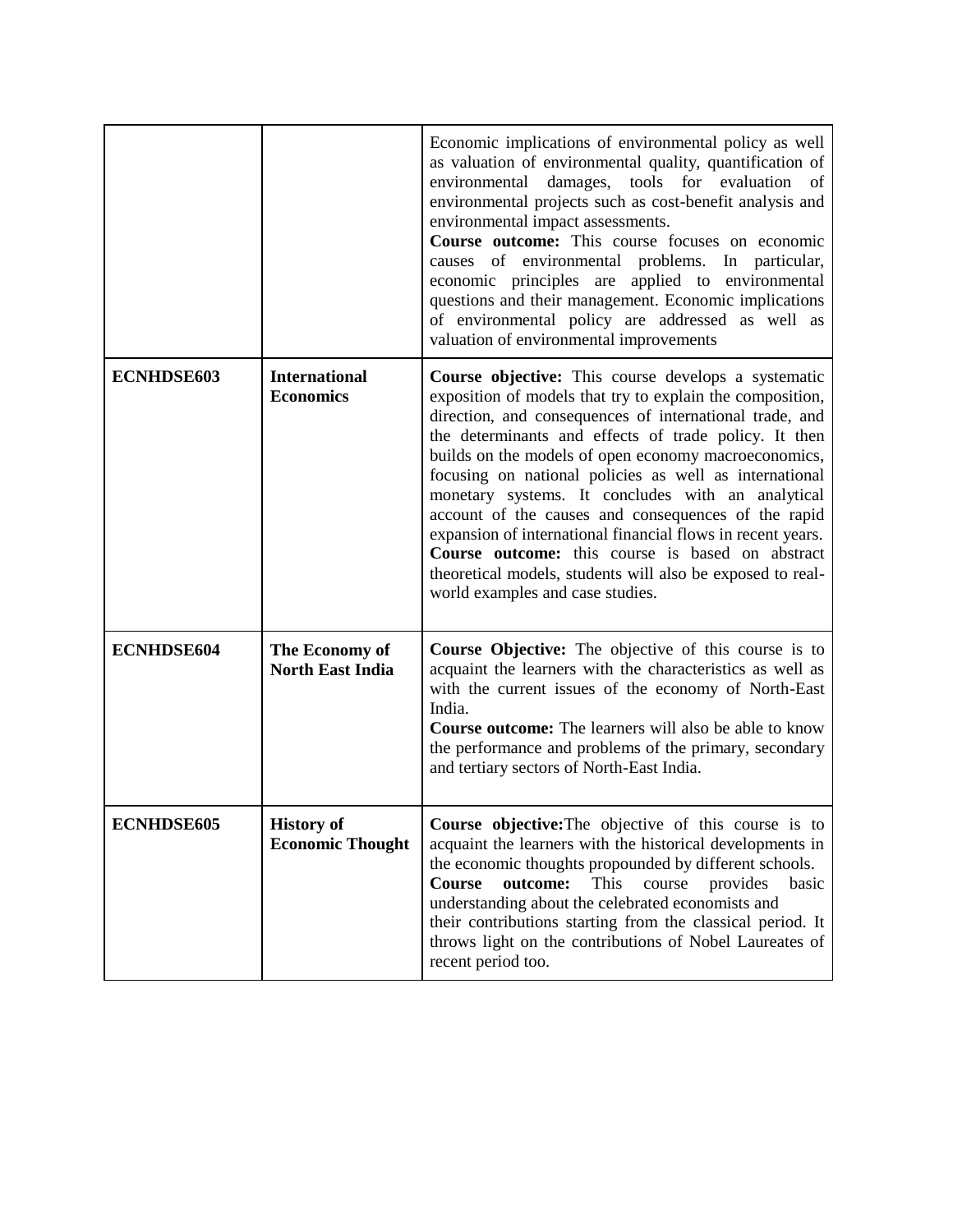| | | |
|---|---|---|
| | | Economic implications of environmental policy as well as valuation of environmental quality, quantification of environmental damages, tools for evaluation of environmental projects such as cost-benefit analysis and environmental impact assessments.<br>**Course outcome:** This course focuses on economic causes of environmental problems. In particular, economic principles are applied to environmental questions and their management. Economic implications of environmental policy are addressed as well as valuation of environmental improvements |
| **ECNHDSE603** | **International Economics** | **Course objective:** This course develops a systematic exposition of models that try to explain the composition, direction, and consequences of international trade, and the determinants and effects of trade policy. It then builds on the models of open economy macroeconomics, focusing on national policies as well as international monetary systems. It concludes with an analytical account of the causes and consequences of the rapid expansion of international financial flows in recent years.<br>**Course outcome:** this course is based on abstract theoretical models, students will also be exposed to real-world examples and case studies. |
| **ECNHDSE604** | **The Economy of North East India** | **Course Objective:** The objective of this course is to acquaint the learners with the characteristics as well as with the current issues of the economy of North-East India.<br>**Course outcome:** The learners will also be able to know the performance and problems of the primary, secondary and tertiary sectors of North-East India. |
| **ECNHDSE605** | **History of Economic Thought** | **Course objective:**The objective of this course is to acquaint the learners with the historical developments in the economic thoughts propounded by different schools.<br>**Course outcome:** This course provides basic understanding about the celebrated economists and their contributions starting from the classical period. It throws light on the contributions of Nobel Laureates of recent period too. |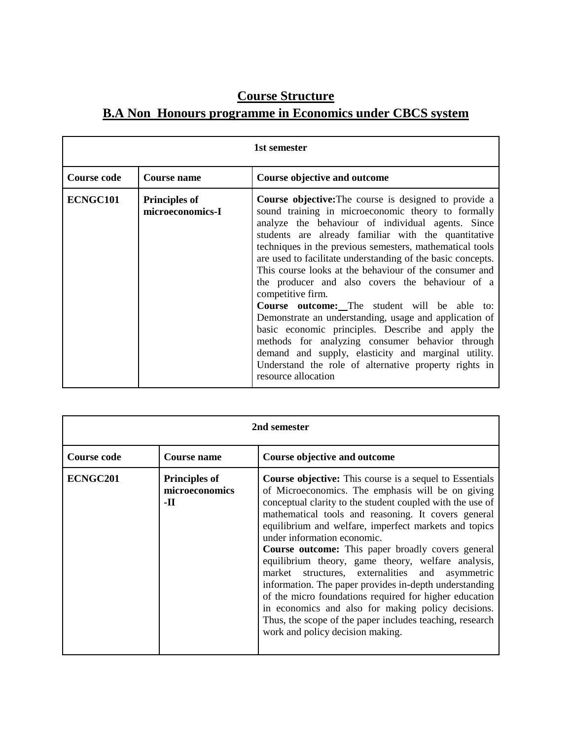# Course Structure

# B.A Non Honours programme in Economics under CBCS system

| 1st semester | | |
|---|---|---|
| **Course code** | **Course name** | **Course objective and outcome** |
| **ECNGC101** | **Principles of microeconomics-I** | **Course objective:**The course is designed to provide a sound training in microeconomic theory to formally analyze the behaviour of individual agents. Since students are already familiar with the quantitative techniques in the previous semesters, mathematical tools are used to facilitate understanding of the basic concepts. This course looks at the behaviour of the consumer and the producer and also covers the behaviour of a competitive firm. **Course outcome:** The student will be able to: Demonstrate an understanding, usage and application of basic economic principles. Describe and apply the methods for analyzing consumer behavior through demand and supply, elasticity and marginal utility. Understand the role of alternative property rights in resource allocation |

| 2nd semester | | |
|---|---|---|
| **Course code** | **Course name** | **Course objective and outcome** |
| **ECNGC201** | **Principles of microeconomics -II** | **Course objective:** This course is a sequel to Essentials of Microeconomics. The emphasis will be on giving conceptual clarity to the student coupled with the use of mathematical tools and reasoning. It covers general equilibrium and welfare, imperfect markets and topics under information economic. **Course outcome:** This paper broadly covers general equilibrium theory, game theory, welfare analysis, market structures, externalities and asymmetric information. The paper provides in-depth understanding of the micro foundations required for higher education in economics and also for making policy decisions. Thus, the scope of the paper includes teaching, research work and policy decision making. |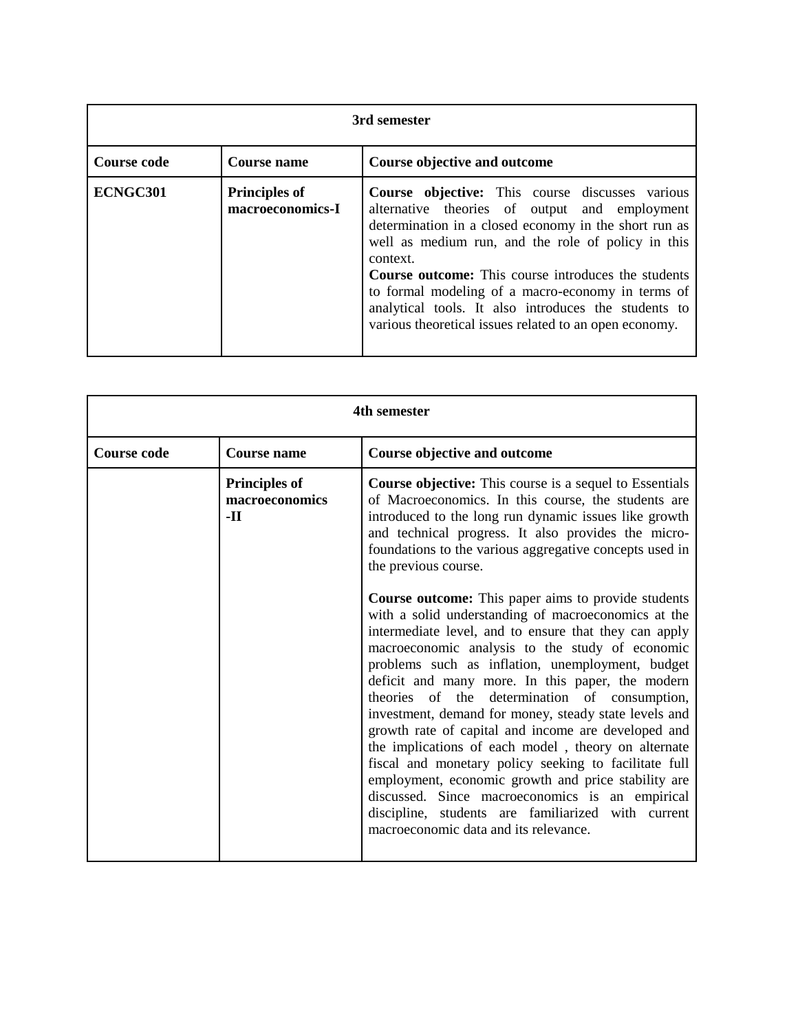| 3rd semester | | |
|---|---|---|
| **Course code** | **Course name** | **Course objective and outcome** |
| **ECNGC301** | **Principles of macroeconomics-I** | **Course objective:** This course discusses various alternative theories of output and employment determination in a closed economy in the short run as well as medium run, and the role of policy in this context.<br>**Course outcome:** This course introduces the students to formal modeling of a macro-economy in terms of analytical tools. It also introduces the students to various theoretical issues related to an open economy. |

| 4th semester | | |
|---|---|---|
| **Course code** | **Course name** | **Course objective and outcome** |
| | **Principles of macroeconomics -II** | **Course objective:** This course is a sequel to Essentials of Macroeconomics. In this course, the students are introduced to the long run dynamic issues like growth and technical progress. It also provides the micro-foundations to the various aggregative concepts used in the previous course.<br><br>**Course outcome:** This paper aims to provide students with a solid understanding of macroeconomics at the intermediate level, and to ensure that they can apply macroeconomic analysis to the study of economic problems such as inflation, unemployment, budget deficit and many more. In this paper, the modern theories of the determination of consumption, investment, demand for money, steady state levels and growth rate of capital and income are developed and the implications of each model , theory on alternate fiscal and monetary policy seeking to facilitate full employment, economic growth and price stability are discussed. Since macroeconomics is an empirical discipline, students are familiarized with current macroeconomic data and its relevance. |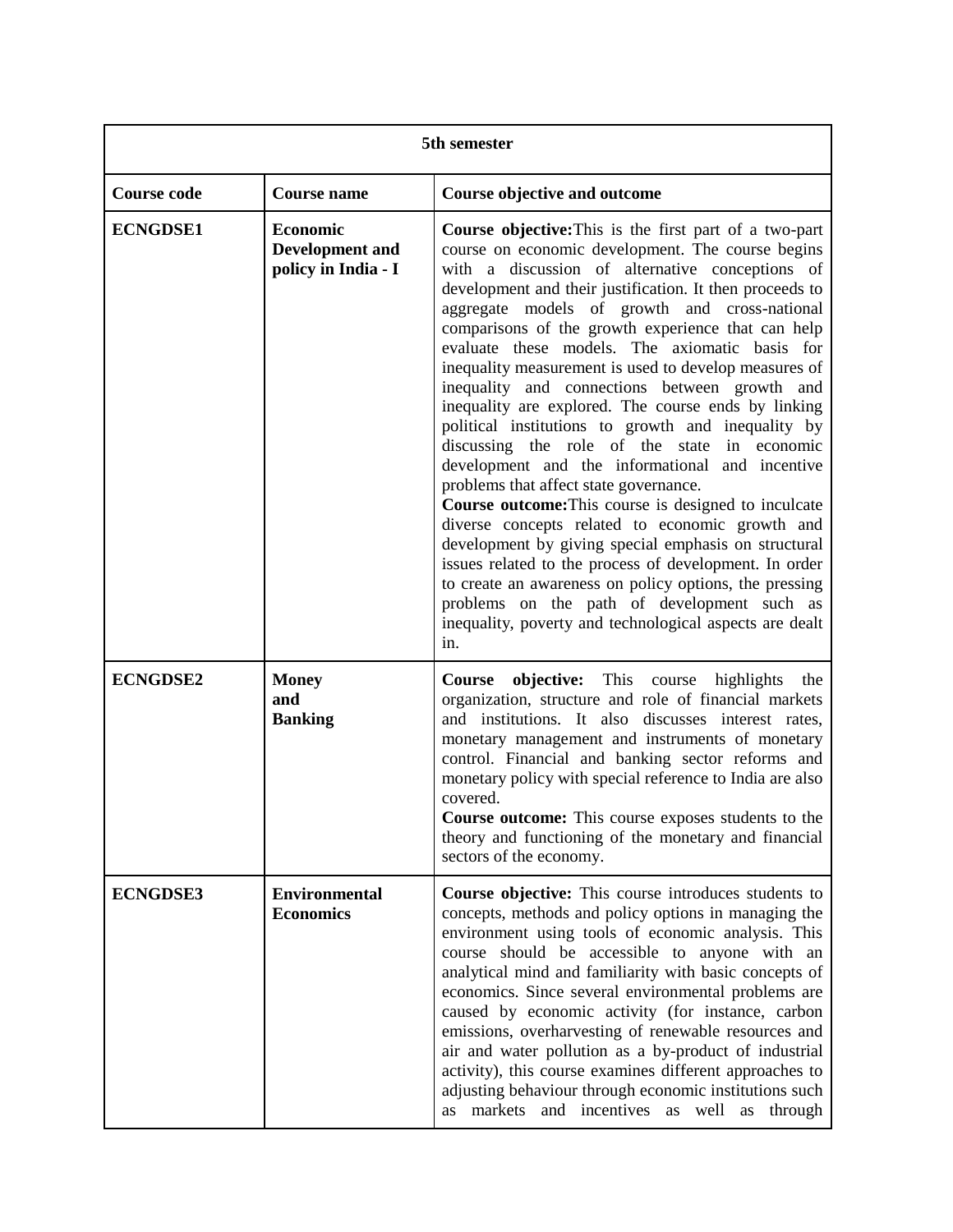| 5th semester | | |
|---|---|---|
| **Course code** | **Course name** | **Course objective and outcome** |
| **ECNGDSE1** | **Economic Development and policy in India - I** | **Course objective:**This is the first part of a two-part course on economic development. The course begins with a discussion of alternative conceptions of development and their justification. It then proceeds to aggregate models of growth and cross-national comparisons of the growth experience that can help evaluate these models. The axiomatic basis for inequality measurement is used to develop measures of inequality and connections between growth and inequality are explored. The course ends by linking political institutions to growth and inequality by discussing the role of the state in economic development and the informational and incentive problems that affect state governance.<br>**Course outcome:**This course is designed to inculcate diverse concepts related to economic growth and development by giving special emphasis on structural issues related to the process of development. In order to create an awareness on policy options, the pressing problems on the path of development such as inequality, poverty and technological aspects are dealt in. |
| **ECNGDSE2** | **Money and Banking** | **Course objective:** This course highlights the organization, structure and role of financial markets and institutions. It also discusses interest rates, monetary management and instruments of monetary control. Financial and banking sector reforms and monetary policy with special reference to India are also covered.<br>**Course outcome:** This course exposes students to the theory and functioning of the monetary and financial sectors of the economy. |
| **ECNGDSE3** | **Environmental Economics** | **Course objective:** This course introduces students to concepts, methods and policy options in managing the environment using tools of economic analysis. This course should be accessible to anyone with an analytical mind and familiarity with basic concepts of economics. Since several environmental problems are caused by economic activity (for instance, carbon emissions, overharvesting of renewable resources and air and water pollution as a by-product of industrial activity), this course examines different approaches to adjusting behaviour through economic institutions such as markets and incentives as well as through |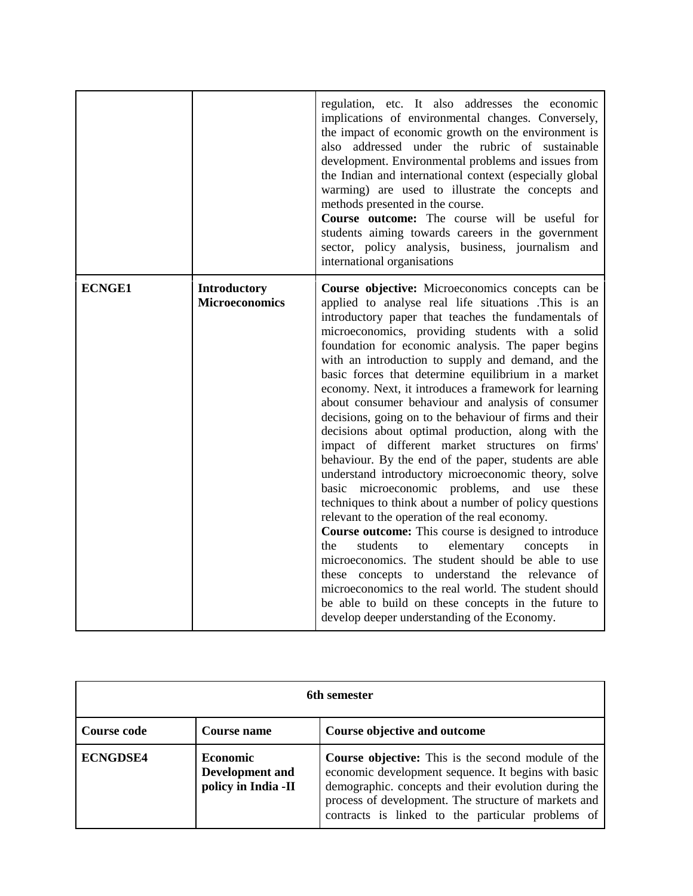| | | |
|---|---|---|
| | | regulation, etc. It also addresses the economic implications of environmental changes. Conversely, the impact of economic growth on the environment is also addressed under the rubric of sustainable development. Environmental problems and issues from the Indian and international context (especially global warming) are used to illustrate the concepts and methods presented in the course.<br>**Course outcome:** The course will be useful for students aiming towards careers in the government sector, policy analysis, business, journalism and international organisations |
| **ECNGE1** | **Introductory Microeconomics** | **Course objective:** Microeconomics concepts can be applied to analyse real life situations .This is an introductory paper that teaches the fundamentals of microeconomics, providing students with a solid foundation for economic analysis. The paper begins with an introduction to supply and demand, and the basic forces that determine equilibrium in a market economy. Next, it introduces a framework for learning about consumer behaviour and analysis of consumer decisions, going on to the behaviour of firms and their decisions about optimal production, along with the impact of different market structures on firms' behaviour. By the end of the paper, students are able understand introductory microeconomic theory, solve basic microeconomic problems, and use these techniques to think about a number of policy questions relevant to the operation of the real economy.<br>**Course outcome:** This course is designed to introduce the students to elementary concepts in microeconomics. The student should be able to use these concepts to understand the relevance of microeconomics to the real world. The student should be able to build on these concepts in the future to develop deeper understanding of the Economy. |

| **6th semester** | | |
|---|---|---|
| **Course code** | **Course name** | **Course objective and outcome** |
| **ECNGDSE4** | **Economic Development and policy in India -II** | **Course objective:** This is the second module of the economic development sequence. It begins with basic demographic. concepts and their evolution during the process of development. The structure of markets and contracts is linked to the particular problems of |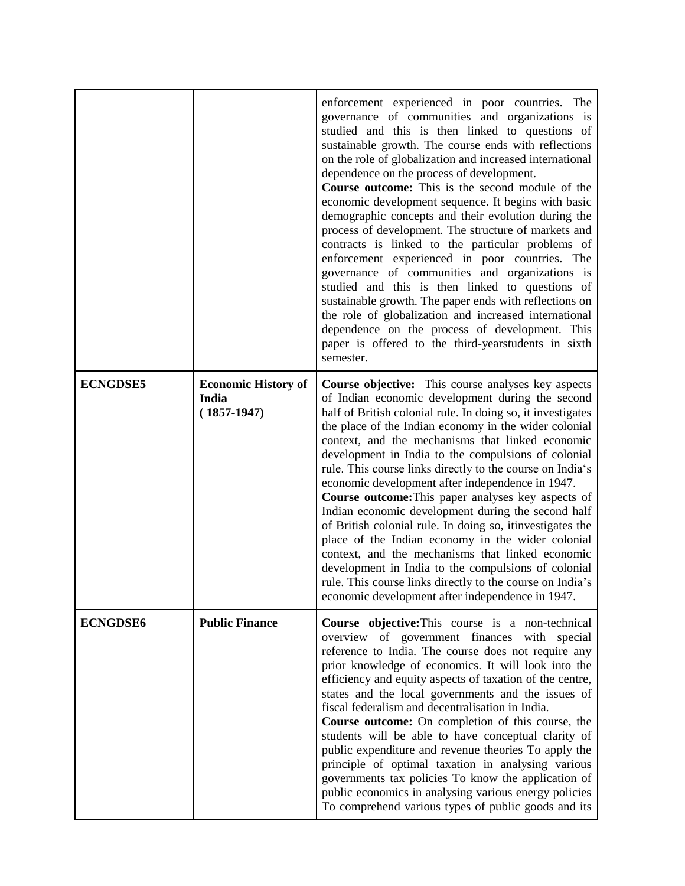| | | |
|---|---|---|
| | | enforcement experienced in poor countries. The governance of communities and organizations is studied and this is then linked to questions of sustainable growth. The course ends with reflections on the role of globalization and increased international dependence on the process of development.<br>**Course outcome:** This is the second module of the economic development sequence. It begins with basic demographic concepts and their evolution during the process of development. The structure of markets and contracts is linked to the particular problems of enforcement experienced in poor countries. The governance of communities and organizations is studied and this is then linked to questions of sustainable growth. The paper ends with reflections on the role of globalization and increased international dependence on the process of development. This paper is offered to the third-yearstudents in sixth semester. |
| **ECNGDSE5** | **Economic History of India (1857-1947)** | **Course objective:** This course analyses key aspects of Indian economic development during the second half of British colonial rule. In doing so, it investigates the place of the Indian economy in the wider colonial context, and the mechanisms that linked economic development in India to the compulsions of colonial rule. This course links directly to the course on India's economic development after independence in 1947.<br>**Course outcome:**This paper analyses key aspects of Indian economic development during the second half of British colonial rule. In doing so, itinvestigates the place of the Indian economy in the wider colonial context, and the mechanisms that linked economic development in India to the compulsions of colonial rule. This course links directly to the course on India's economic development after independence in 1947. |
| **ECNGDSE6** | **Public Finance** | **Course objective:**This course is a non-technical overview of government finances with special reference to India. The course does not require any prior knowledge of economics. It will look into the efficiency and equity aspects of taxation of the centre, states and the local governments and the issues of fiscal federalism and decentralisation in India.<br>**Course outcome:** On completion of this course, the students will be able to have conceptual clarity of public expenditure and revenue theories To apply the principle of optimal taxation in analysing various governments tax policies To know the application of public economics in analysing various energy policies To comprehend various types of public goods and its |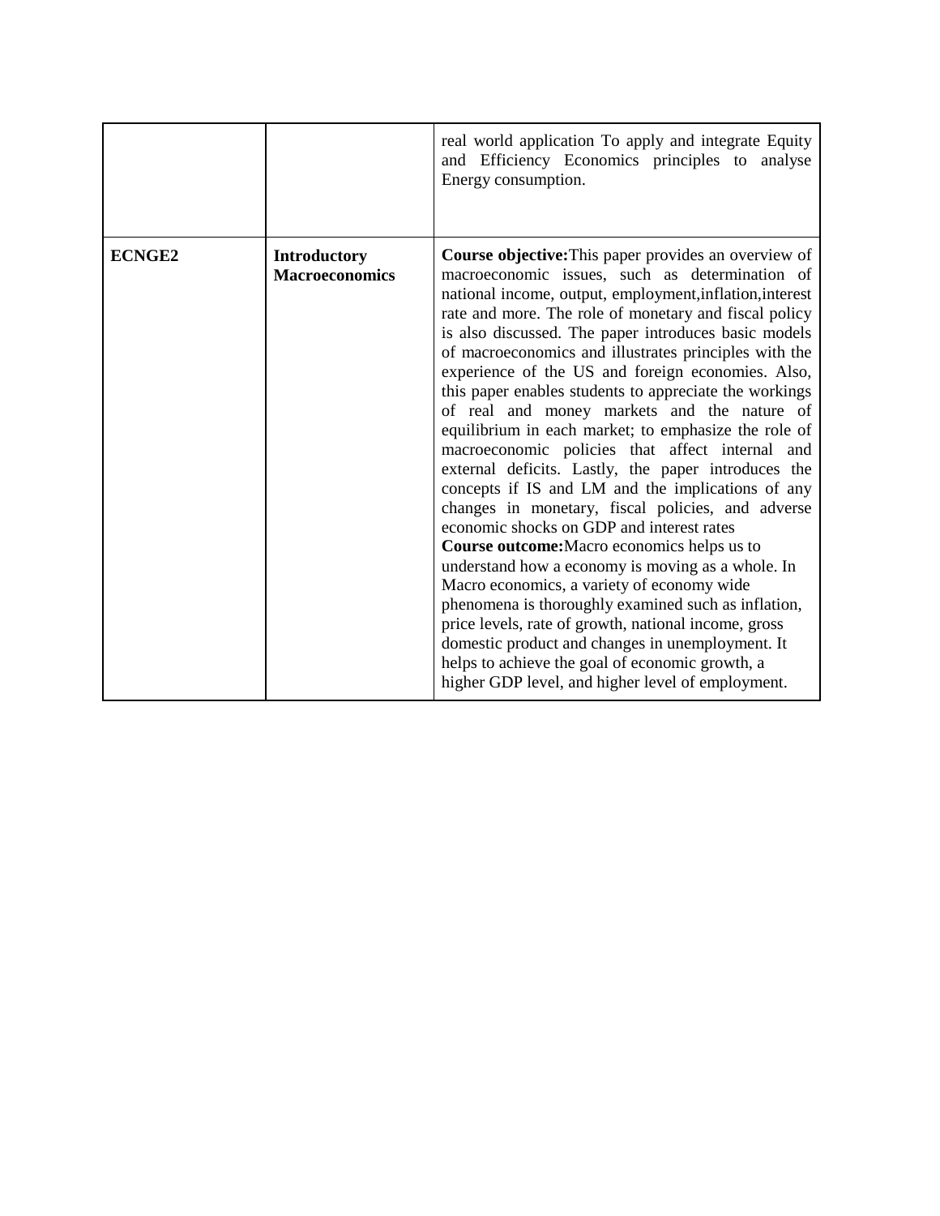| | | |
|---|---|---|
| | | real world application To apply and integrate Equity and Efficiency Economics principles to analyse Energy consumption. |
| **ECNGE2** | **Introductory Macroeconomics** | **Course objective:**This paper provides an overview of macroeconomic issues, such as determination of national income, output, employment,inflation,interest rate and more. The role of monetary and fiscal policy is also discussed. The paper introduces basic models of macroeconomics and illustrates principles with the experience of the US and foreign economies. Also, this paper enables students to appreciate the workings of real and money markets and the nature of equilibrium in each market; to emphasize the role of macroeconomic policies that affect internal and external deficits. Lastly, the paper introduces the concepts if IS and LM and the implications of any changes in monetary, fiscal policies, and adverse economic shocks on GDP and interest rates<br>**Course outcome:**Macro economics helps us to understand how a economy is moving as a whole. In Macro economics, a variety of economy wide phenomena is thoroughly examined such as inflation, price levels, rate of growth, national income, gross domestic product and changes in unemployment. It helps to achieve the goal of economic growth, a higher GDP level, and higher level of employment. |